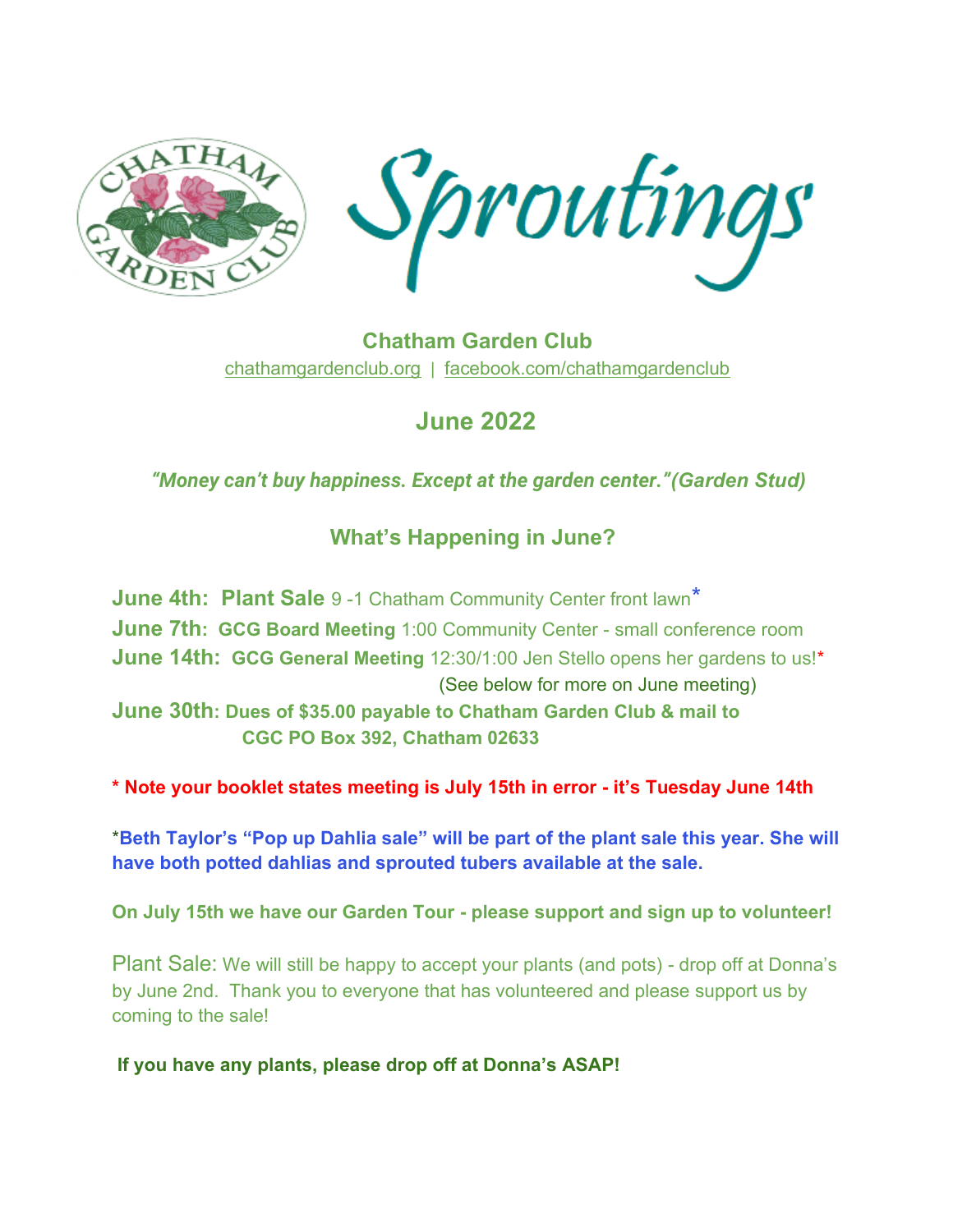# Sproutings

## Chatham Garden Club

chathamgardenclub.org | facebook.com/chathamgardenclub

## June 2022

***"Money can't buy happiness. Except at the garden center."(Garden Stud)***

## What's Happening in June?

**June 4th: Plant Sale** 9 -1 Chatham Community Center front lawn*

**June 7th: GCG Board Meeting** 1:00 Community Center - small conference room

**June 14th: GCG General Meeting** 12:30/1:00 Jen Stello opens her gardens to us!*

(See below for more on June meeting)

**June 30th: Dues of $35.00 payable to Chatham Garden Club & mail to CGC PO Box 392, Chatham 02633**

**\* Note your booklet states meeting is July 15th in error - it's Tuesday June 14th**

\***Beth Taylor's "Pop up Dahlia sale" will be part of the plant sale this year. She will have both potted dahlias and sprouted tubers available at the sale.**

**On July 15th we have our Garden Tour - please support and sign up to volunteer!**

Plant Sale: We will still be happy to accept your plants (and pots) - drop off at Donna's by June 2nd. Thank you to everyone that has volunteered and please support us by coming to the sale!

**If you have any plants, please drop off at Donna's ASAP!**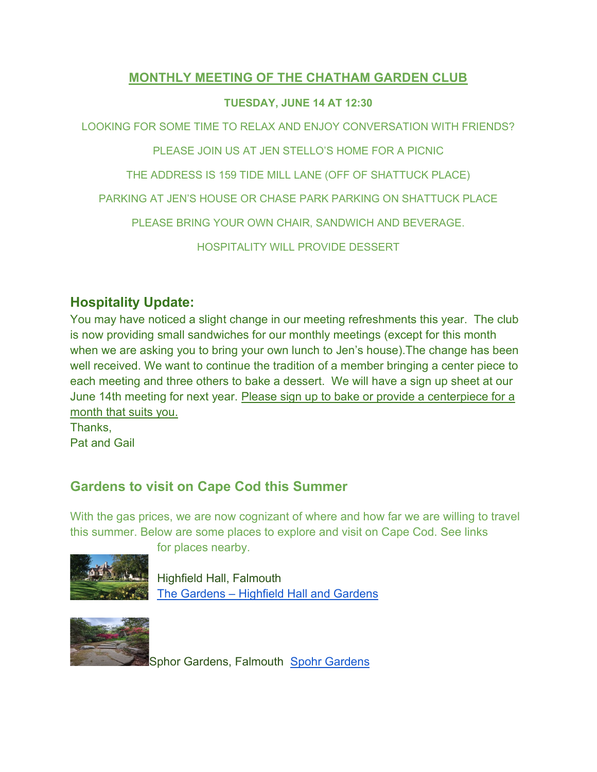## MONTHLY MEETING OF THE CHATHAM GARDEN CLUB

**TUESDAY, JUNE 14 AT 12:30**

LOOKING FOR SOME TIME TO RELAX AND ENJOY CONVERSATION WITH FRIENDS?

PLEASE JOIN US AT JEN STELLO'S HOME FOR A PICNIC

THE ADDRESS IS 159 TIDE MILL LANE (OFF OF SHATTUCK PLACE)

PARKING AT JEN'S HOUSE OR CHASE PARK PARKING ON SHATTUCK PLACE

PLEASE BRING YOUR OWN CHAIR, SANDWICH AND BEVERAGE.

HOSPITALITY WILL PROVIDE DESSERT

### Hospitality Update:

You may have noticed a slight change in our meeting refreshments this year. The club is now providing small sandwiches for our monthly meetings (except for this month when we are asking you to bring your own lunch to Jen's house).The change has been well received. We want to continue the tradition of a member bringing a center piece to each meeting and three others to bake a dessert. We will have a sign up sheet at our June 14th meeting for next year. Please sign up to bake or provide a centerpiece for a month that suits you.

Thanks,
Pat and Gail

### Gardens to visit on Cape Cod this Summer

With the gas prices, we are now cognizant of where and how far we are willing to travel this summer. Below are some places to explore and visit on Cape Cod. See links for places nearby.

Highfield Hall, Falmouth
The Gardens – Highfield Hall and Gardens

Sphor Gardens, Falmouth Spohr Gardens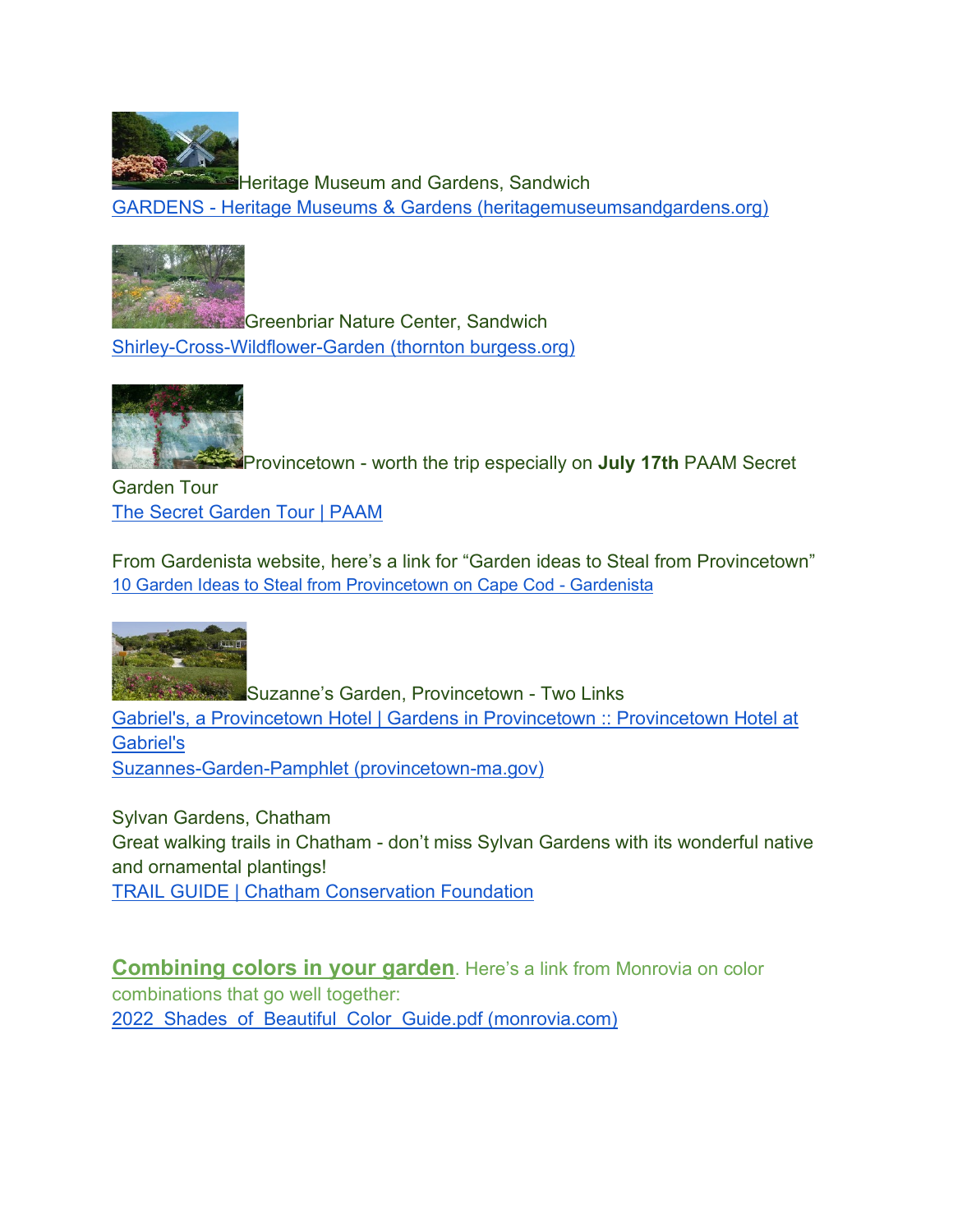Heritage Museum and Gardens, Sandwich
GARDENS - Heritage Museums & Gardens (heritagemuseumsandgardens.org)

Greenbriar Nature Center, Sandwich
Shirley-Cross-Wildflower-Garden (thornton burgess.org)

Provincetown - worth the trip especially on **July 17th** PAAM Secret Garden Tour
The Secret Garden Tour | PAAM

From Gardenista website, here's a link for "Garden ideas to Steal from Provincetown"
10 Garden Ideas to Steal from Provincetown on Cape Cod - Gardenista

Suzanne's Garden, Provincetown - Two Links
Gabriel's, a Provincetown Hotel | Gardens in Provincetown :: Provincetown Hotel at Gabriel's
Suzannes-Garden-Pamphlet (provincetown-ma.gov)

Sylvan Gardens, Chatham
Great walking trails in Chatham - don't miss Sylvan Gardens with its wonderful native and ornamental plantings!
TRAIL GUIDE | Chatham Conservation Foundation

**Combining colors in your garden**. Here's a link from Monrovia on color combinations that go well together:
2022_Shades_of_Beautiful_Color_Guide.pdf (monrovia.com)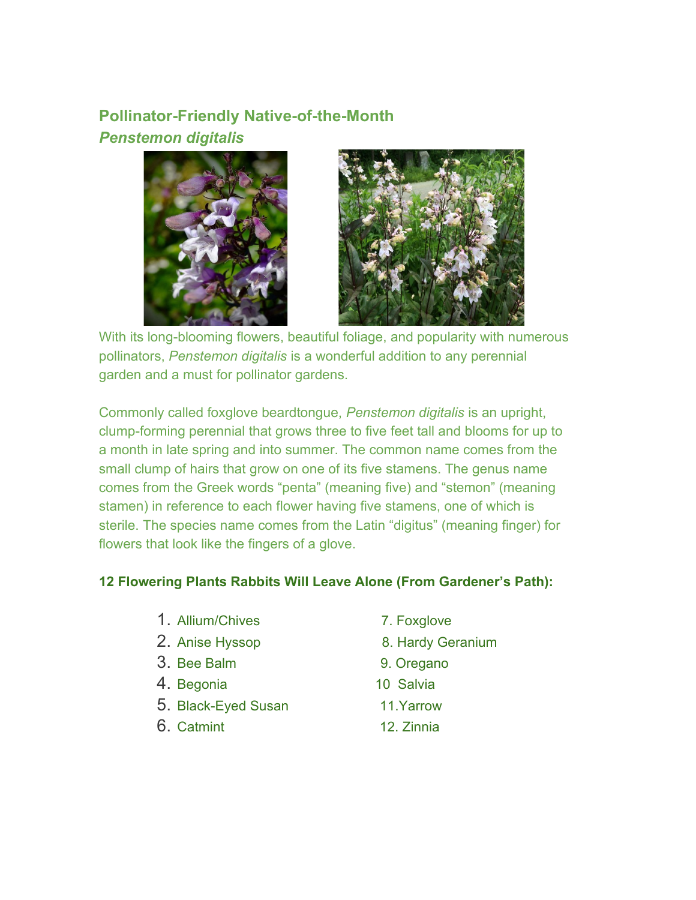## Pollinator-Friendly Native-of-the-Month

### *Penstemon digitalis*

With its long-blooming flowers, beautiful foliage, and popularity with numerous pollinators, *Penstemon digitalis* is a wonderful addition to any perennial garden and a must for pollinator gardens.

Commonly called foxglove beardtongue, *Penstemon digitalis* is an upright, clump-forming perennial that grows three to five feet tall and blooms for up to a month in late spring and into summer. The common name comes from the small clump of hairs that grow on one of its five stamens. The genus name comes from the Greek words "penta" (meaning five) and "stemon" (meaning stamen) in reference to each flower having five stamens, one of which is sterile. The species name comes from the Latin "digitus" (meaning finger) for flowers that look like the fingers of a glove.

**12 Flowering Plants Rabbits Will Leave Alone (From Gardener's Path):**

1. Allium/Chives
2. Anise Hyssop
3. Bee Balm
4. Begonia
5. Black-Eyed Susan
6. Catmint
7. Foxglove
8. Hardy Geranium
9. Oregano
10. Salvia
11. Yarrow
12. Zinnia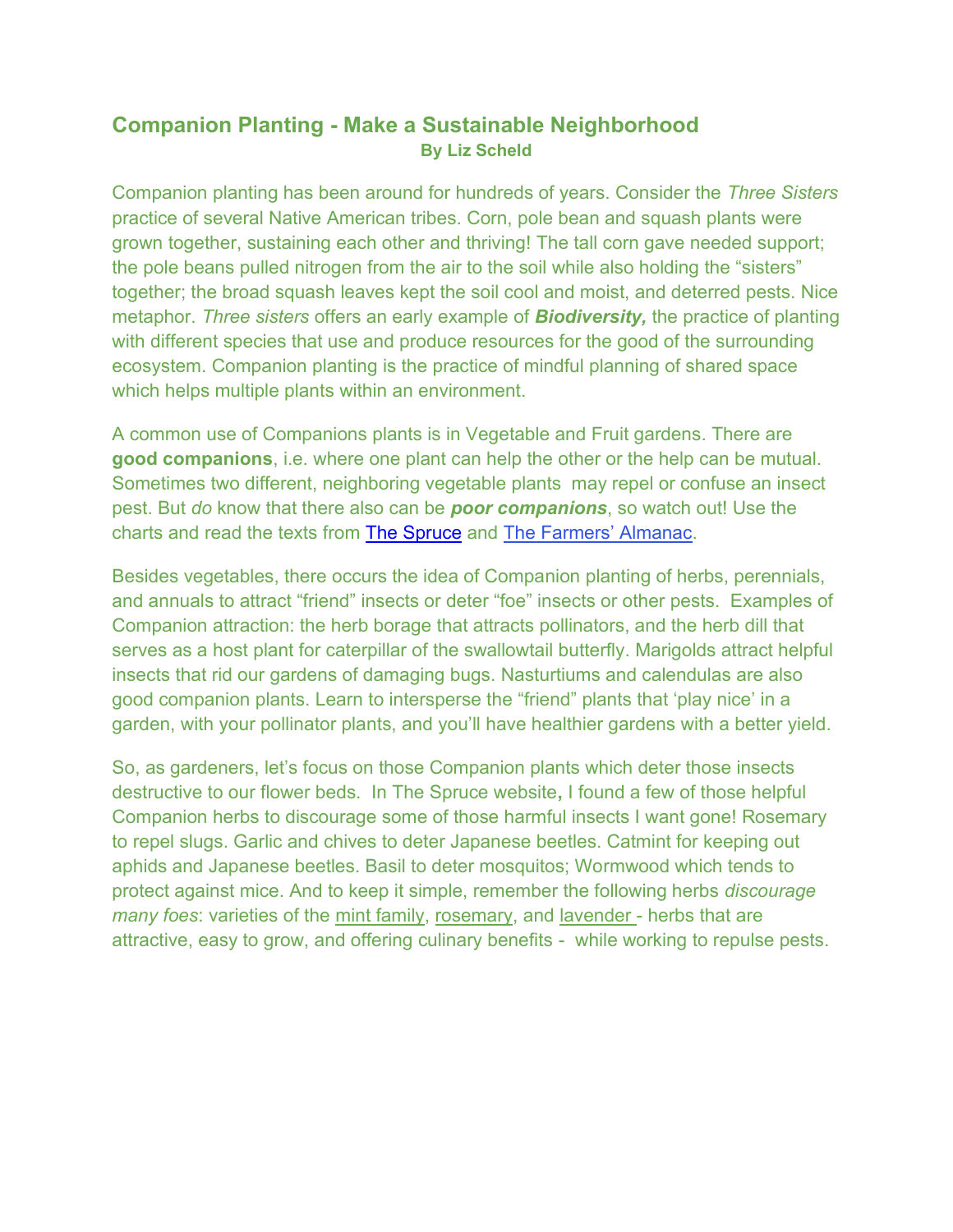## Companion Planting - Make a Sustainable Neighborhood

**By Liz Scheld**

Companion planting has been around for hundreds of years. Consider the *Three Sisters* practice of several Native American tribes. Corn, pole bean and squash plants were grown together, sustaining each other and thriving! The tall corn gave needed support; the pole beans pulled nitrogen from the air to the soil while also holding the "sisters" together; the broad squash leaves kept the soil cool and moist, and deterred pests. Nice metaphor. *Three sisters* offers an early example of ***Biodiversity,*** the practice of planting with different species that use and produce resources for the good of the surrounding ecosystem. Companion planting is the practice of mindful planning of shared space which helps multiple plants within an environment.

A common use of Companions plants is in Vegetable and Fruit gardens. There are **good companions**, i.e. where one plant can help the other or the help can be mutual. Sometimes two different, neighboring vegetable plants may repel or confuse an insect pest. But *do* know that there also can be ***poor companions***, so watch out! Use the charts and read the texts from The Spruce and The Farmers' Almanac.

Besides vegetables, there occurs the idea of Companion planting of herbs, perennials, and annuals to attract "friend" insects or deter "foe" insects or other pests. Examples of Companion attraction: the herb borage that attracts pollinators, and the herb dill that serves as a host plant for caterpillar of the swallowtail butterfly. Marigolds attract helpful insects that rid our gardens of damaging bugs. Nasturtiums and calendulas are also good companion plants. Learn to intersperse the "friend" plants that 'play nice' in a garden, with your pollinator plants, and you'll have healthier gardens with a better yield.

So, as gardeners, let's focus on those Companion plants which deter those insects destructive to our flower beds. In The Spruce website**,** I found a few of those helpful Companion herbs to discourage some of those harmful insects I want gone! Rosemary to repel slugs. Garlic and chives to deter Japanese beetles. Catmint for keeping out aphids and Japanese beetles. Basil to deter mosquitos; Wormwood which tends to protect against mice. And to keep it simple, remember the following herbs *discourage many foes*: varieties of the mint family, rosemary, and lavender - herbs that are attractive, easy to grow, and offering culinary benefits - while working to repulse pests.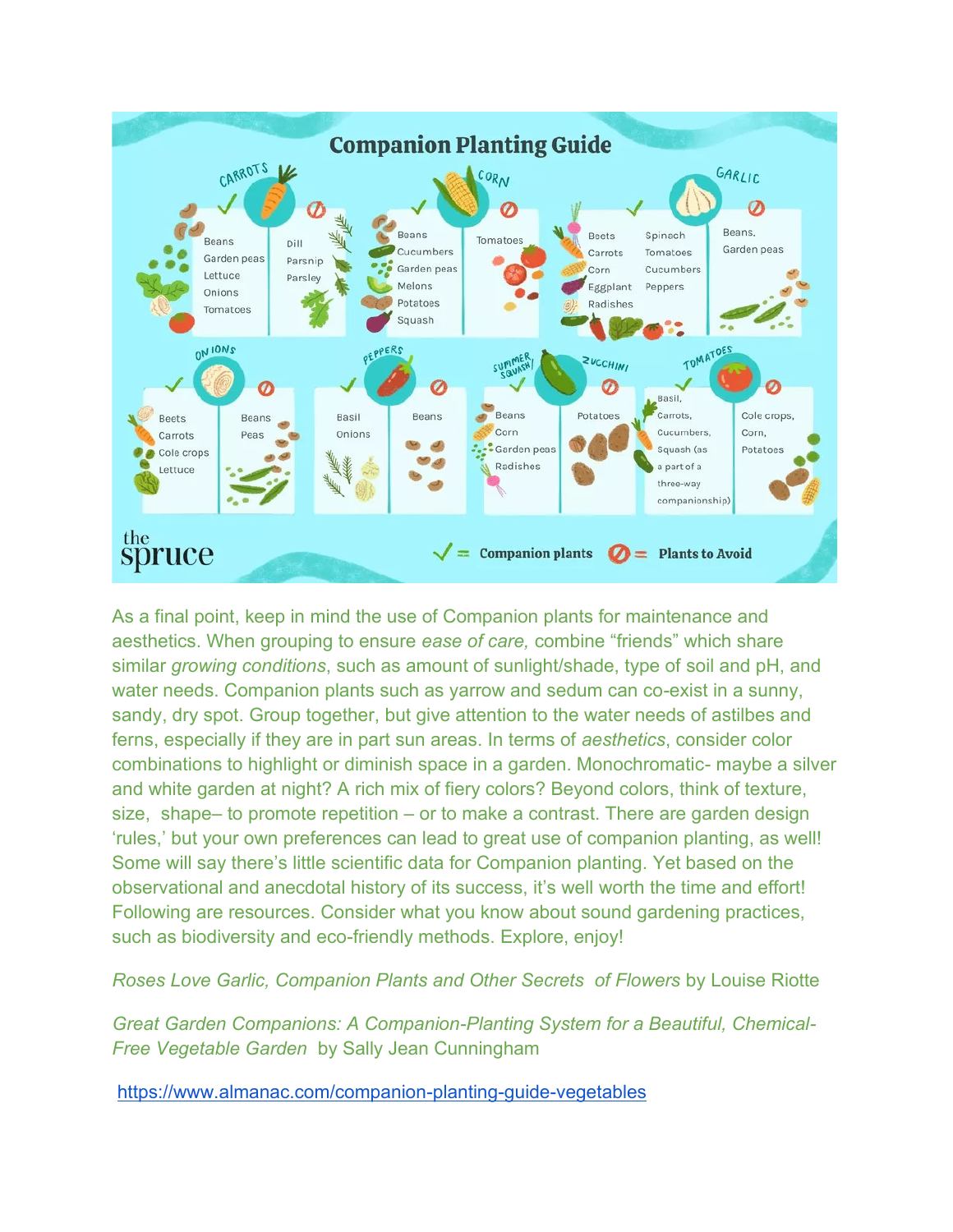## Companion Planting Guide

| Plant | Companion plants | Plants to Avoid |
| --- | --- | --- |
| Carrots | Beans, Garden peas, Lettuce, Onions, Tomatoes | Dill, Parsnip, Parsley |
| Corn | Beans, Cucumbers, Garden peas, Melons, Potatoes, Squash | Tomatoes |
| Garlic | Beets, Carrots, Corn, Eggplant, Radishes, Spinach, Tomatoes, Cucumbers, Peppers | Beans, Garden peas |
| Onions | Beets, Carrots, Cole crops, Lettuce | Beans, Peas |
| Peppers | Basil, Onions | Beans |
| Summer Squash / Zucchini | Beans, Corn, Garden peas, Radishes | Potatoes |
| Tomatoes | Basil, Carrots, Cucumbers, Squash (as a part of a three-way companionship) | Cole crops, Corn, Potatoes |

✓ = Companion plants ⊘ = Plants to Avoid

the spruce

As a final point, keep in mind the use of Companion plants for maintenance and aesthetics. When grouping to ensure *ease of care,* combine "friends" which share similar *growing conditions*, such as amount of sunlight/shade, type of soil and pH, and water needs. Companion plants such as yarrow and sedum can co-exist in a sunny, sandy, dry spot. Group together, but give attention to the water needs of astilbes and ferns, especially if they are in part sun areas. In terms of *aesthetics*, consider color combinations to highlight or diminish space in a garden. Monochromatic- maybe a silver and white garden at night? A rich mix of fiery colors? Beyond colors, think of texture, size, shape– to promote repetition – or to make a contrast. There are garden design 'rules,' but your own preferences can lead to great use of companion planting, as well! Some will say there's little scientific data for Companion planting. Yet based on the observational and anecdotal history of its success, it's well worth the time and effort! Following are resources. Consider what you know about sound gardening practices, such as biodiversity and eco-friendly methods. Explore, enjoy!

*Roses Love Garlic, Companion Plants and Other Secrets of Flowers* by Louise Riotte

*Great Garden Companions: A Companion-Planting System for a Beautiful, Chemical-Free Vegetable Garden* by Sally Jean Cunningham

https://www.almanac.com/companion-planting-guide-vegetables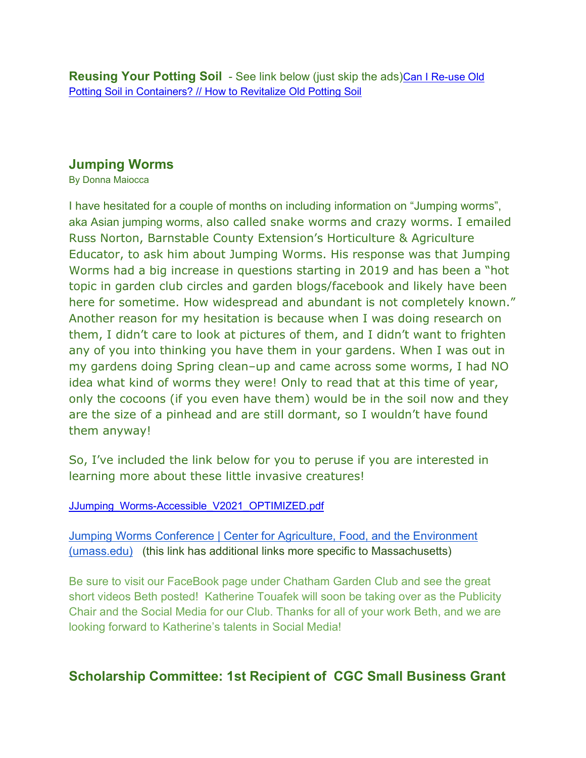**Reusing Your Potting Soil** - See link below (just skip the ads)[Can I Re-use Old Potting Soil in Containers? // How to Revitalize Old Potting Soil]

## Jumping Worms

By Donna Maiocca

I have hesitated for a couple of months on including information on "Jumping worms", aka Asian jumping worms, also called snake worms and crazy worms. I emailed Russ Norton, Barnstable County Extension's Horticulture & Agriculture Educator, to ask him about Jumping Worms. His response was that Jumping Worms had a big increase in questions starting in 2019 and has been a "hot topic in garden club circles and garden blogs/facebook and likely have been here for sometime. How widespread and abundant is not completely known." Another reason for my hesitation is because when I was doing research on them, I didn't care to look at pictures of them, and I didn't want to frighten any of you into thinking you have them in your gardens. When I was out in my gardens doing Spring clean–up and came across some worms, I had NO idea what kind of worms they were! Only to read that at this time of year, only the cocoons (if you even have them) would be in the soil now and they are the size of a pinhead and are still dormant, so I wouldn't have found them anyway!

So, I've included the link below for you to peruse if you are interested in learning more about these little invasive creatures!

JJumping_Worms-Accessible_V2021_OPTIMIZED.pdf

Jumping Worms Conference | Center for Agriculture, Food, and the Environment (umass.edu) (this link has additional links more specific to Massachusetts)

Be sure to visit our FaceBook page under Chatham Garden Club and see the great short videos Beth posted! Katherine Touafek will soon be taking over as the Publicity Chair and the Social Media for our Club. Thanks for all of your work Beth, and we are looking forward to Katherine's talents in Social Media!

## Scholarship Committee: 1st Recipient of CGC Small Business Grant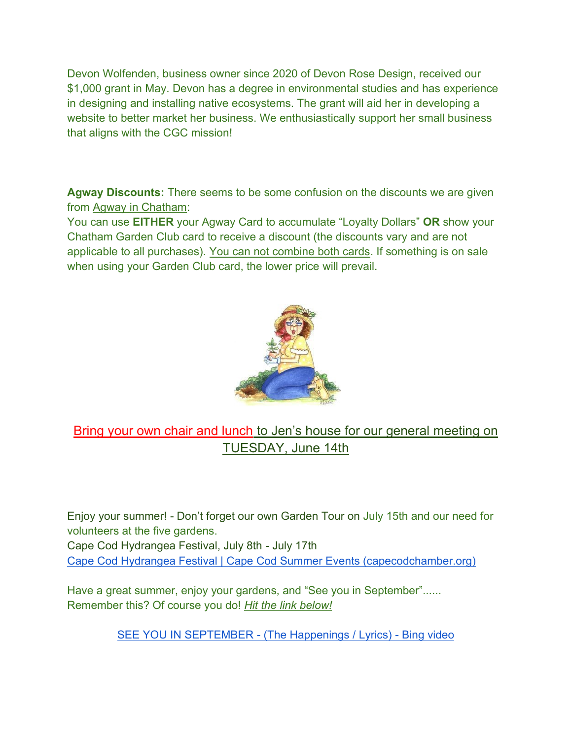Devon Wolfenden, business owner since 2020 of Devon Rose Design, received our $1,000 grant in May. Devon has a degree in environmental studies and has experience in designing and installing native ecosystems. The grant will aid her in developing a website to better market her business. We enthusiastically support her small business that aligns with the CGC mission!

**Agway Discounts:** There seems to be some confusion on the discounts we are given from Agway in Chatham:
You can use **EITHER** your Agway Card to accumulate "Loyalty Dollars" **OR** show your Chatham Garden Club card to receive a discount (the discounts vary and are not applicable to all purchases). You can not combine both cards. If something is on sale when using your Garden Club card, the lower price will prevail.

Bring your own chair and lunch to Jen's house for our general meeting on TUESDAY, June 14th

Enjoy your summer! - Don't forget our own Garden Tour on July 15th and our need for volunteers at the five gardens.
Cape Cod Hydrangea Festival, July 8th - July 17th
Cape Cod Hydrangea Festival | Cape Cod Summer Events (capecodchamber.org)

Have a great summer, enjoy your gardens, and "See you in September"......
Remember this? Of course you do! *Hit the link below!*

SEE YOU IN SEPTEMBER - (The Happenings / Lyrics) - Bing video